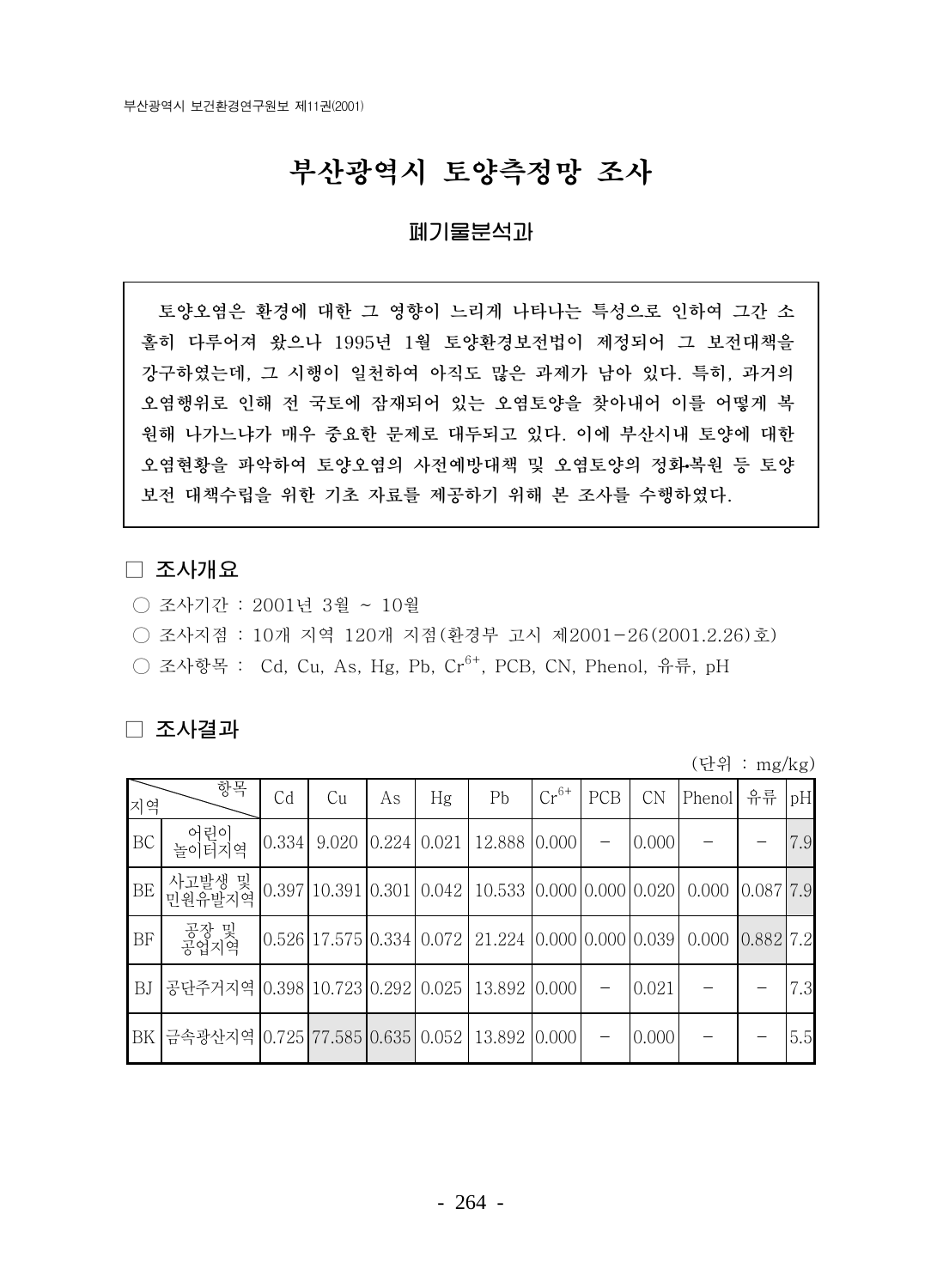# 부산광역시 토양측정망 조사

## 폐기물분석과

토양오염은 환경에 대한 그 영향이 느리게 나타나는 특성으로 인하여 그간 소홀히 다루어져 왔으나 1995년 1월 토양환경보전법이 제정되어 그 보전대책을 강구하였는데, 그 시행이 일천하여 아직도 많은 과제가 남아 있다. 특히, 과거의 오염행위로 인해 전 국토에 잠재되어 있는 오염토양을 찾아내어 이를 어떻게 복원해 나가느냐가 매우 중요한 문제로 대두되고 있다. 이에 부산시내 토양에 대한 오염현황을 파악하여 토양오염의 사전예방대책 및 오염토양의 정화‧복원 등 토양보전 대책수립을 위한 기초 자료를 제공하기 위해 본 조사를 수행하였다.

### □ 조사개요

- ○ 조사기간 : 2001년 3월 ~ 10월
- ○ 조사지점 : 10개 지역 120개 지점(환경부 고시 제2001－26(2001.2.26)호)
- ○ 조사항목 : Cd, Cu, As, Hg, Pb, $Cr^{6+}$, PCB, CN, Phenol, 유류, pH

### □ 조사결과

(단위 : mg/kg)

| 지역 | | Cd | Cu | As | Hg | Pb | $Cr^{6+}$ | PCB | CN | Phenol | 유류 | pH |
|---|---|---|---|---|---|---|---|---|---|---|---|---|
| BC | 어린이 놀이터지역 | 0.334 | 9.020 | 0.224 | 0.021 | 12.888 | 0.000 | － | 0.000 | － | － | 7.9 |
| BE | 사고발생 및 민원유발지역 | 0.397 | 10.391 | 0.301 | 0.042 | 10.533 | 0.000 | 0.000 | 0.020 | 0.000 | 0.087 | 7.9 |
| BF | 공장 및 공업지역 | 0.526 | 17.575 | 0.334 | 0.072 | 21.224 | 0.000 | 0.000 | 0.039 | 0.000 | 0.882 | 7.2 |
| BJ | 공단주거지역 | 0.398 | 10.723 | 0.292 | 0.025 | 13.892 | 0.000 | － | 0.021 | － | － | 7.3 |
| BK | 금속광산지역 | 0.725 | 77.585 | 0.635 | 0.052 | 13.892 | 0.000 | － | 0.000 | － | － | 5.5 |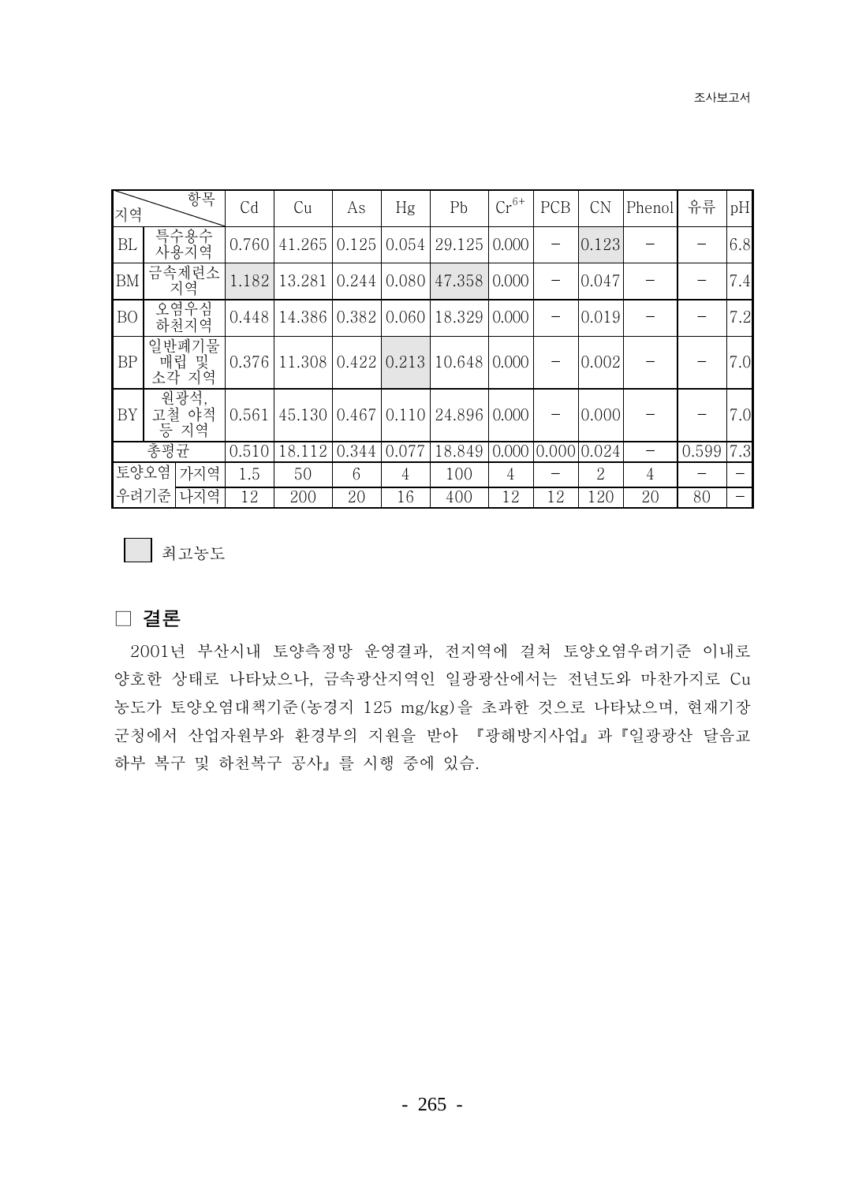| 지역 | 항목 | Cd | Cu | As | Hg | Pb | $Cr^{6+}$ | PCB | CN | Phenol | 유류 | pH |
|---|---|---|---|---|---|---|---|---|---|---|---|---|
| BL | 특수용수 사용지역 | 0.760 | 41.265 | 0.125 | 0.054 | 29.125 | 0.000 | − | 0.123 | − | − | 6.8 |
| BM | 금속제련소 지역 | 1.182 | 13.281 | 0.244 | 0.080 | 47.358 | 0.000 | − | 0.047 | − | − | 7.4 |
| BO | 오염우심 하천지역 | 0.448 | 14.386 | 0.382 | 0.060 | 18.329 | 0.000 | − | 0.019 | − | − | 7.2 |
| BP | 일반폐기물 매립 및 소각 지역 | 0.376 | 11.308 | 0.422 | 0.213 | 10.648 | 0.000 | − | 0.002 | − | − | 7.0 |
| BY | 원광석, 고철 야적 등 지역 | 0.561 | 45.130 | 0.467 | 0.110 | 24.896 | 0.000 | − | 0.000 | − | − | 7.0 |
| 총평균 | | 0.510 | 18.112 | 0.344 | 0.077 | 18.849 | 0.000 | 0.000 | 0.024 | − | 0.599 | 7.3 |
| 토양오염 우려기준 | 가지역 | 1.5 | 50 | 6 | 4 | 100 | 4 | − | 2 | 4 | − | − |
| | 나지역 | 12 | 200 | 20 | 16 | 400 | 12 | 12 | 120 | 20 | 80 | − |

최고농도

## □ 결론

2001년 부산시내 토양측정망 운영결과, 전지역에 걸쳐 토양오염우려기준 이내로 양호한 상태로 나타났으나, 금속광산지역인 일광광산에서는 전년도와 마찬가지로 Cu 농도가 토양오염대책기준(농경지 125 mg/kg)을 초과한 것으로 나타났으며, 현재기장군청에서 산업자원부와 환경부의 지원을 받아 『광해방지사업』과 『일광광산 달음교 하부 복구 및 하천복구 공사』를 시행 중에 있음.